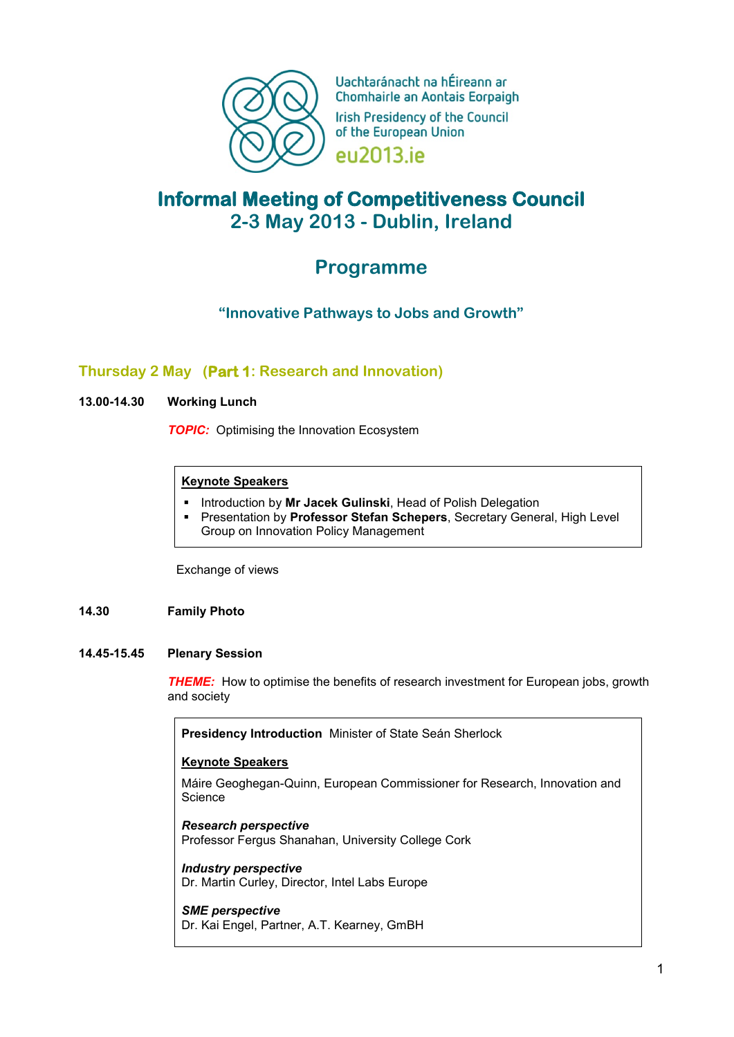Uachtaránacht na hÉireann ar Chomhairle an Aontais Eorpaigh

Irish Presidency of the Council of the European Union

eu2013.ie

# Informal Meeting of Competitiveness Council

## 2-3 May 2013 - Dublin, Ireland

# Programme

### "Innovative Pathways to Jobs and Growth"

### Thursday 2 May (Part 1: Research and Innovation)

**13.00-14.30** **Working Lunch**

***TOPIC:*** Optimising the Innovation Ecosystem

**Keynote Speakers**

- Introduction by **Mr Jacek Gulinski**, Head of Polish Delegation
- Presentation by **Professor Stefan Schepers**, Secretary General, High Level Group on Innovation Policy Management

Exchange of views

**14.30** **Family Photo**

**14.45-15.45** **Plenary Session**

***THEME:*** How to optimise the benefits of research investment for European jobs, growth and society

**Presidency Introduction** Minister of State Seán Sherlock

**Keynote Speakers**

Máire Geoghegan-Quinn, European Commissioner for Research, Innovation and Science

***Research perspective***
Professor Fergus Shanahan, University College Cork

***Industry perspective***
Dr. Martin Curley, Director, Intel Labs Europe

***SME perspective***
Dr. Kai Engel, Partner, A.T. Kearney, GmBH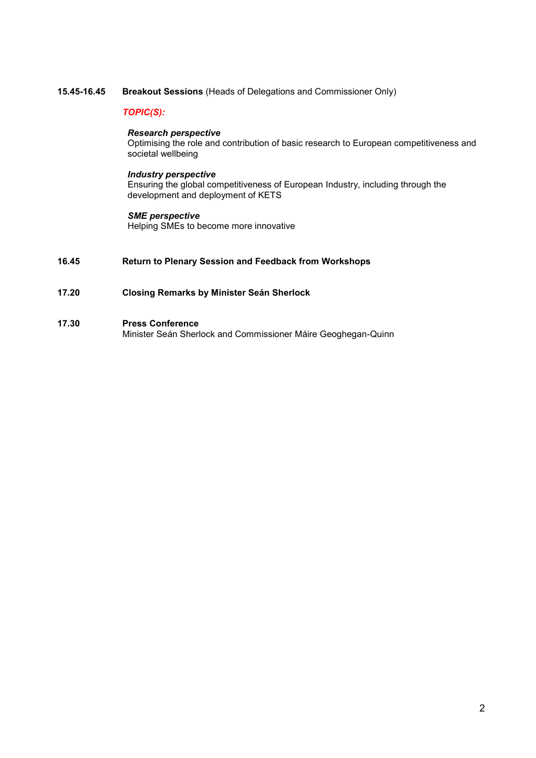**15.45-16.45** **Breakout Sessions** (Heads of Delegations and Commissioner Only)

***TOPIC(S):***

***Research perspective***
Optimising the role and contribution of basic research to European competitiveness and societal wellbeing

***Industry perspective***
Ensuring the global competitiveness of European Industry, including through the development and deployment of KETS

***SME perspective***
Helping SMEs to become more innovative

**16.45** **Return to Plenary Session and Feedback from Workshops**

**17.20** **Closing Remarks by Minister Seán Sherlock**

**17.30** **Press Conference**
Minister Seán Sherlock and Commissioner Máire Geoghegan-Quinn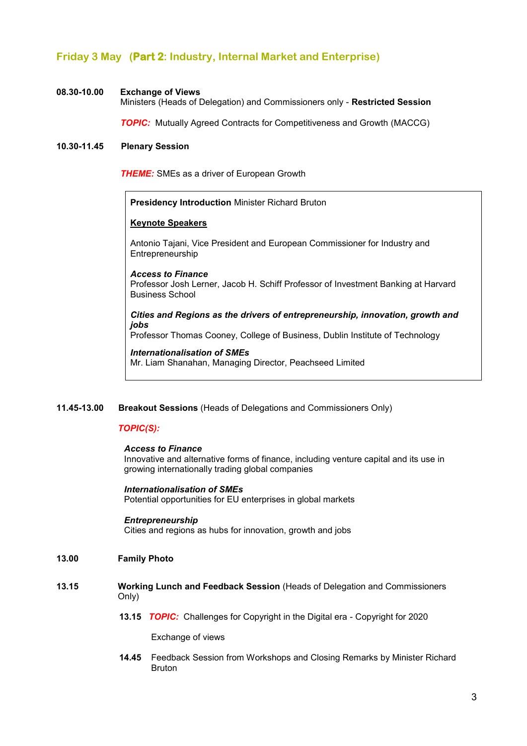## Friday 3 May (**Part 2**: Industry, Internal Market and Enterprise)

**08.30-10.00** **Exchange of Views**
Ministers (Heads of Delegation) and Commissioners only - **Restricted Session**

***TOPIC:*** Mutually Agreed Contracts for Competitiveness and Growth (MACCG)

**10.30-11.45** **Plenary Session**

***THEME:*** SMEs as a driver of European Growth

> **Presidency Introduction** Minister Richard Bruton
>
> **Keynote Speakers**
>
> Antonio Tajani, Vice President and European Commissioner for Industry and Entrepreneurship
>
> ***Access to Finance***
> Professor Josh Lerner, Jacob H. Schiff Professor of Investment Banking at Harvard Business School
>
> ***Cities and Regions as the drivers of entrepreneurship, innovation, growth and jobs***
> Professor Thomas Cooney, College of Business, Dublin Institute of Technology
>
> ***Internationalisation of SMEs***
> Mr. Liam Shanahan, Managing Director, Peachseed Limited

**11.45-13.00** **Breakout Sessions** (Heads of Delegations and Commissioners Only)

***TOPIC(S):***

***Access to Finance***
Innovative and alternative forms of finance, including venture capital and its use in growing internationally trading global companies

***Internationalisation of SMEs***
Potential opportunities for EU enterprises in global markets

***Entrepreneurship***
Cities and regions as hubs for innovation, growth and jobs

**13.00** **Family Photo**

**13.15** **Working Lunch and Feedback Session** (Heads of Delegation and Commissioners Only)

**13.15** ***TOPIC:*** Challenges for Copyright in the Digital era - Copyright for 2020

Exchange of views

**14.45** Feedback Session from Workshops and Closing Remarks by Minister Richard Bruton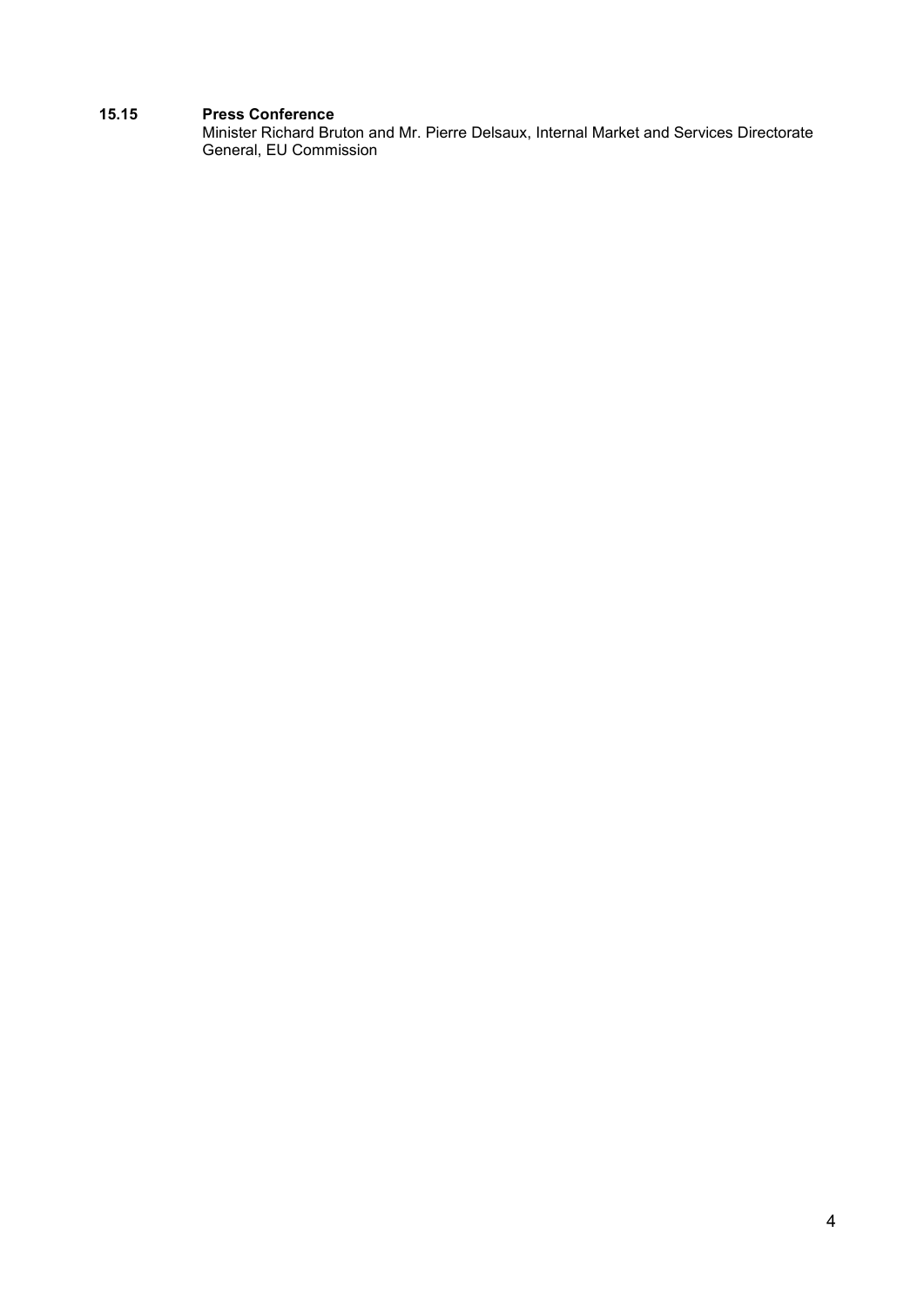**15.15** **Press Conference**
Minister Richard Bruton and Mr. Pierre Delsaux, Internal Market and Services Directorate General, EU Commission